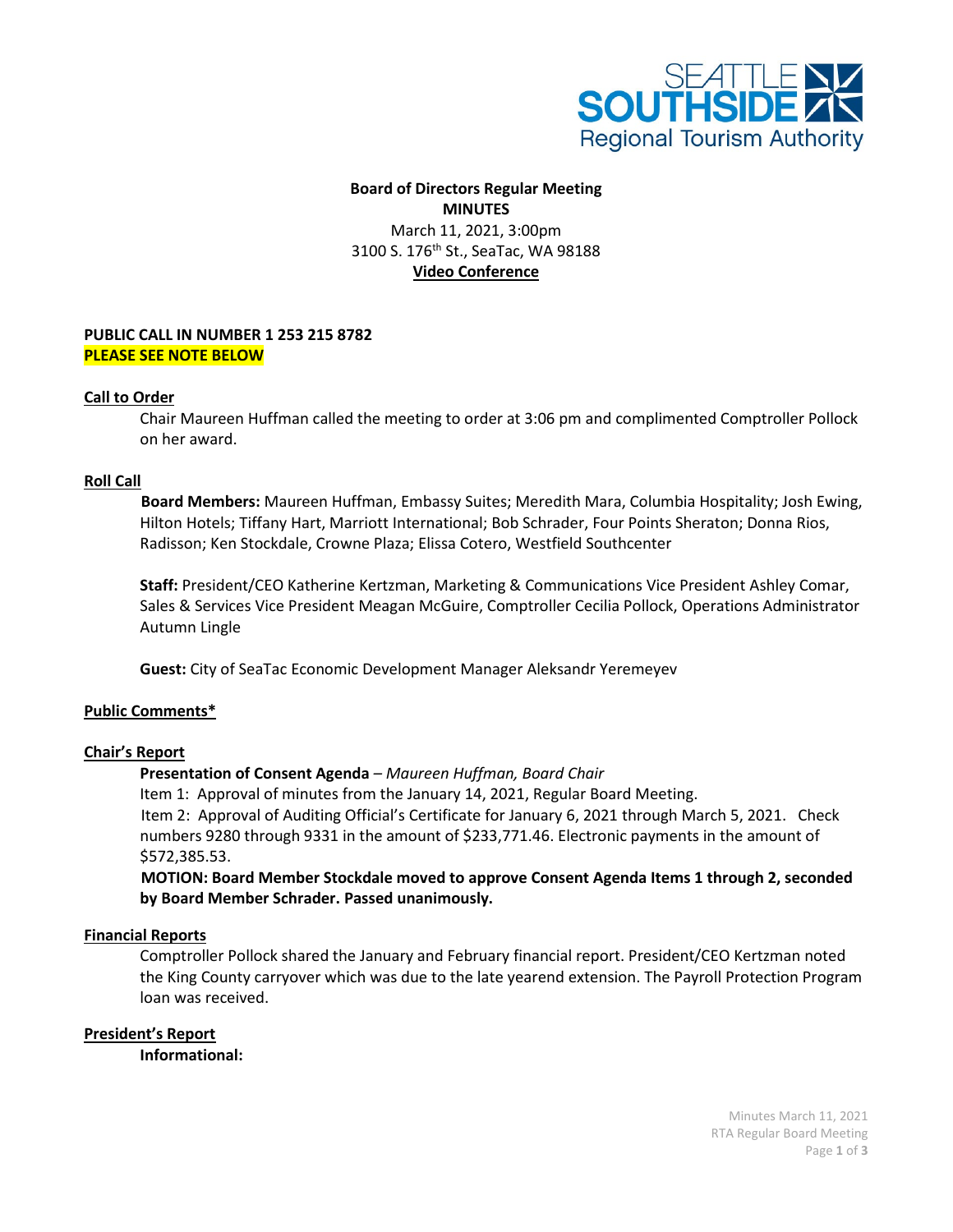**Board of Directors Regular Meeting**
**MINUTES**
March 11, 2021, 3:00pm
3100 S. 176th St., SeaTac, WA 98188
**Video Conference**

**PUBLIC CALL IN NUMBER 1 253 215 8782**
**PLEASE SEE NOTE BELOW**

## Call to Order

Chair Maureen Huffman called the meeting to order at 3:06 pm and complimented Comptroller Pollock on her award.

## Roll Call

**Board Members:** Maureen Huffman, Embassy Suites; Meredith Mara, Columbia Hospitality; Josh Ewing, Hilton Hotels; Tiffany Hart, Marriott International; Bob Schrader, Four Points Sheraton; Donna Rios, Radisson; Ken Stockdale, Crowne Plaza; Elissa Cotero, Westfield Southcenter

**Staff:** President/CEO Katherine Kertzman, Marketing & Communications Vice President Ashley Comar, Sales & Services Vice President Meagan McGuire, Comptroller Cecilia Pollock, Operations Administrator Autumn Lingle

**Guest:** City of SeaTac Economic Development Manager Aleksandr Yeremeyev

## Public Comments*

## Chair's Report

**Presentation of Consent Agenda** – *Maureen Huffman, Board Chair*

Item 1: Approval of minutes from the January 14, 2021, Regular Board Meeting.

Item 2: Approval of Auditing Official's Certificate for January 6, 2021 through March 5, 2021. Check numbers 9280 through 9331 in the amount of $233,771.46. Electronic payments in the amount of $572,385.53.

**MOTION: Board Member Stockdale moved to approve Consent Agenda Items 1 through 2, seconded by Board Member Schrader. Passed unanimously.**

## Financial Reports

Comptroller Pollock shared the January and February financial report. President/CEO Kertzman noted the King County carryover which was due to the late yearend extension. The Payroll Protection Program loan was received.

## President's Report

**Informational:**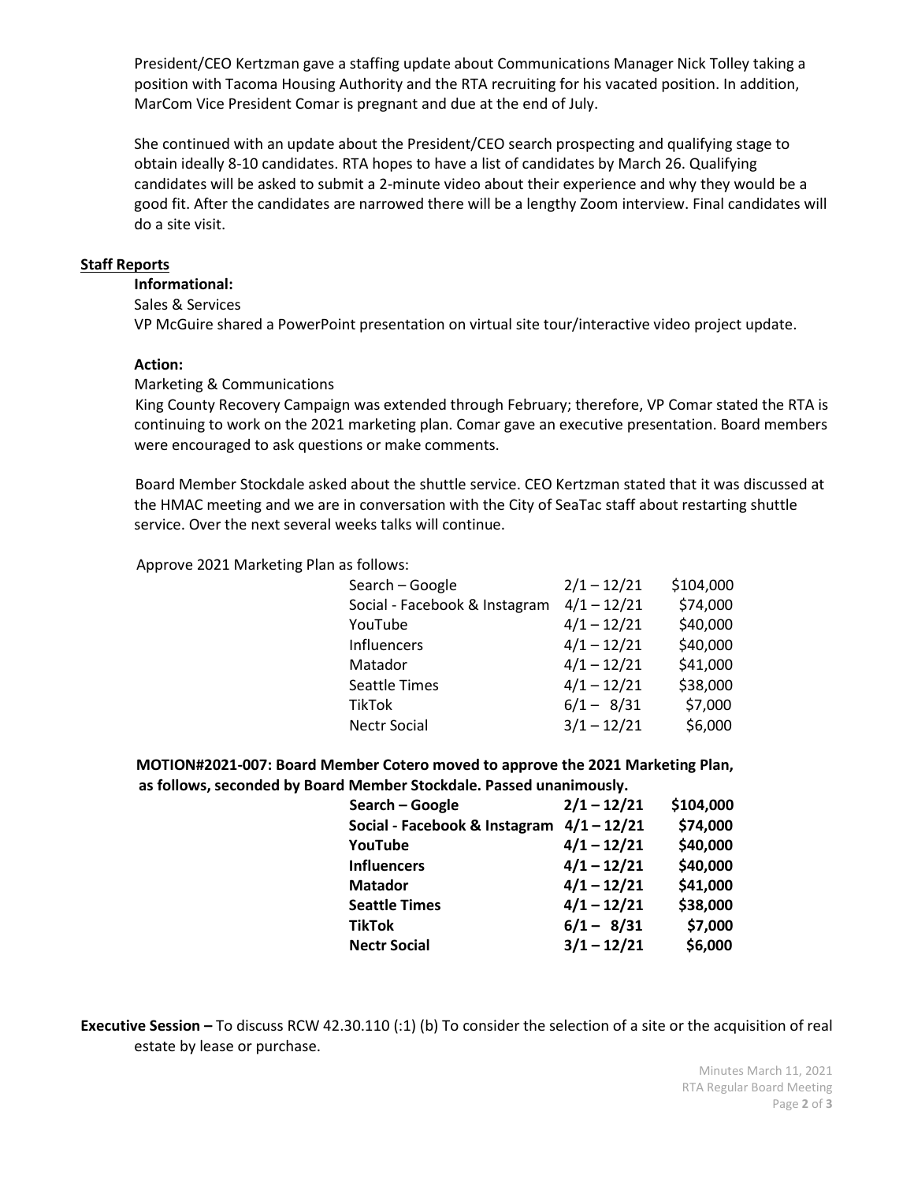President/CEO Kertzman gave a staffing update about Communications Manager Nick Tolley taking a position with Tacoma Housing Authority and the RTA recruiting for his vacated position. In addition, MarCom Vice President Comar is pregnant and due at the end of July.

She continued with an update about the President/CEO search prospecting and qualifying stage to obtain ideally 8-10 candidates. RTA hopes to have a list of candidates by March 26. Qualifying candidates will be asked to submit a 2-minute video about their experience and why they would be a good fit. After the candidates are narrowed there will be a lengthy Zoom interview. Final candidates will do a site visit.

**Staff Reports**

**Informational:**

Sales & Services

VP McGuire shared a PowerPoint presentation on virtual site tour/interactive video project update.

**Action:**

Marketing & Communications

King County Recovery Campaign was extended through February; therefore, VP Comar stated the RTA is continuing to work on the 2021 marketing plan. Comar gave an executive presentation. Board members were encouraged to ask questions or make comments.

Board Member Stockdale asked about the shuttle service. CEO Kertzman stated that it was discussed at the HMAC meeting and we are in conversation with the City of SeaTac staff about restarting shuttle service. Over the next several weeks talks will continue.

Approve 2021 Marketing Plan as follows:

| | | |
|---|---|---|
| Search – Google | 2/1 – 12/21 | $104,000 |
| Social - Facebook & Instagram | 4/1 – 12/21 | $74,000 |
| YouTube | 4/1 – 12/21 | $40,000 |
| Influencers | 4/1 – 12/21 | $40,000 |
| Matador | 4/1 – 12/21 | $41,000 |
| Seattle Times | 4/1 – 12/21 | $38,000 |
| TikTok | 6/1 – 8/31 | $7,000 |
| Nectr Social | 3/1 – 12/21 | $6,000 |

**MOTION#2021-007: Board Member Cotero moved to approve the 2021 Marketing Plan, as follows, seconded by Board Member Stockdale. Passed unanimously.**

| | | |
|---|---|---|
| **Search – Google** | **2/1 – 12/21** | **$104,000** |
| **Social - Facebook & Instagram** | **4/1 – 12/21** | **$74,000** |
| **YouTube** | **4/1 – 12/21** | **$40,000** |
| **Influencers** | **4/1 – 12/21** | **$40,000** |
| **Matador** | **4/1 – 12/21** | **$41,000** |
| **Seattle Times** | **4/1 – 12/21** | **$38,000** |
| **TikTok** | **6/1 – 8/31** | **$7,000** |
| **Nectr Social** | **3/1 – 12/21** | **$6,000** |

**Executive Session –** To discuss RCW 42.30.110 (:1) (b) To consider the selection of a site or the acquisition of real estate by lease or purchase.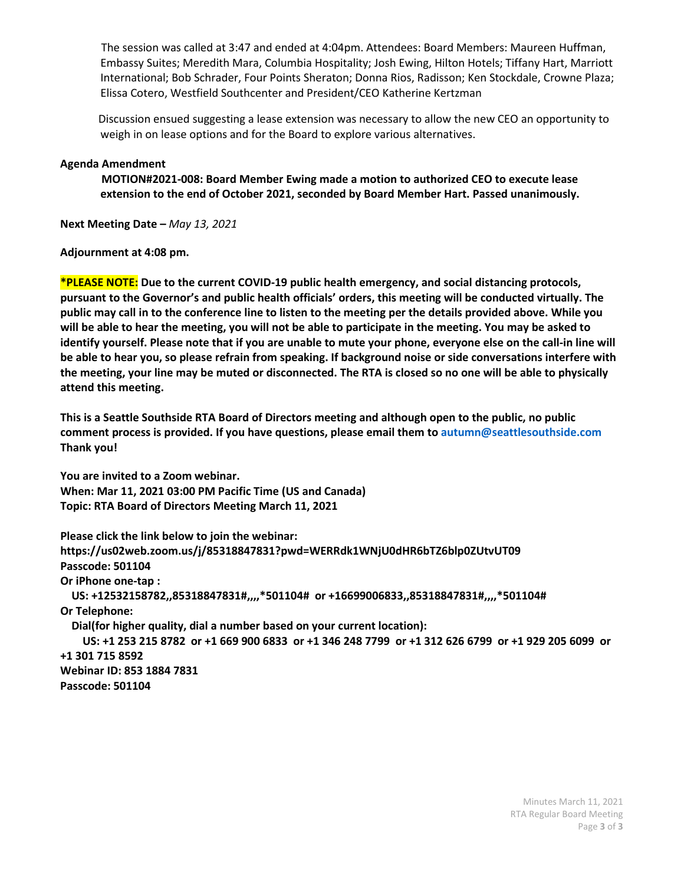The session was called at 3:47 and ended at 4:04pm. Attendees: Board Members: Maureen Huffman, Embassy Suites; Meredith Mara, Columbia Hospitality; Josh Ewing, Hilton Hotels; Tiffany Hart, Marriott International; Bob Schrader, Four Points Sheraton; Donna Rios, Radisson; Ken Stockdale, Crowne Plaza; Elissa Cotero, Westfield Southcenter and President/CEO Katherine Kertzman

Discussion ensued suggesting a lease extension was necessary to allow the new CEO an opportunity to weigh in on lease options and for the Board to explore various alternatives.

**Agenda Amendment**

**MOTION#2021-008: Board Member Ewing made a motion to authorized CEO to execute lease extension to the end of October 2021, seconded by Board Member Hart. Passed unanimously.**

**Next Meeting Date –** *May 13, 2021*

**Adjournment at 4:08 pm.**

**\*PLEASE NOTE: Due to the current COVID-19 public health emergency, and social distancing protocols, pursuant to the Governor's and public health officials' orders, this meeting will be conducted virtually. The public may call in to the conference line to listen to the meeting per the details provided above. While you will be able to hear the meeting, you will not be able to participate in the meeting. You may be asked to identify yourself. Please note that if you are unable to mute your phone, everyone else on the call-in line will be able to hear you, so please refrain from speaking. If background noise or side conversations interfere with the meeting, your line may be muted or disconnected. The RTA is closed so no one will be able to physically attend this meeting.**

**This is a Seattle Southside RTA Board of Directors meeting and although open to the public, no public comment process is provided. If you have questions, please email them to autumn@seattlesouthside.com Thank you!**

**You are invited to a Zoom webinar.**
**When: Mar 11, 2021 03:00 PM Pacific Time (US and Canada)**
**Topic: RTA Board of Directors Meeting March 11, 2021**

**Please click the link below to join the webinar:**
**https://us02web.zoom.us/j/85318847831?pwd=WERRdk1WNjU0dHR6bTZ6blp0ZUtvUT09**
**Passcode: 501104**
**Or iPhone one-tap :**
**US: +12532158782,,85318847831#,,,,\*501104# or +16699006833,,85318847831#,,,,\*501104#**
**Or Telephone:**
**Dial(for higher quality, dial a number based on your current location):**
**US: +1 253 215 8782 or +1 669 900 6833 or +1 346 248 7799 or +1 312 626 6799 or +1 929 205 6099 or +1 301 715 8592**
**Webinar ID: 853 1884 7831**
**Passcode: 501104**